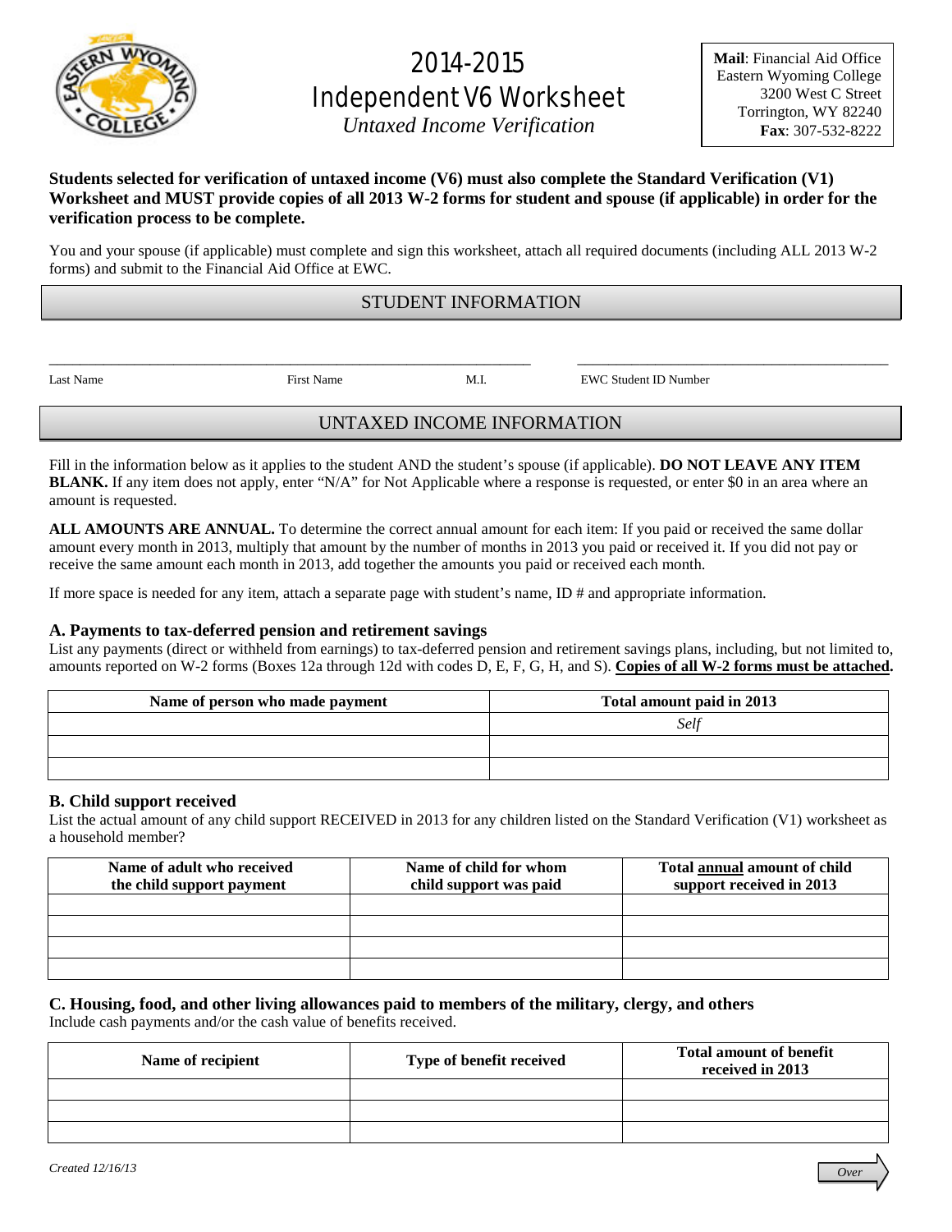# 2014-2015 Independent V6 Worksheet

*Untaxed Income Verification*

**Mail**: Financial Aid Office
Eastern Wyoming College
3200 West C Street
Torrington, WY 82240
**Fax**: 307-532-8222

**Students selected for verification of untaxed income (V6) must also complete the Standard Verification (V1) Worksheet and MUST provide copies of all 2013 W-2 forms for student and spouse (if applicable) in order for the verification process to be complete.**

You and your spouse (if applicable) must complete and sign this worksheet, attach all required documents (including ALL 2013 W-2 forms) and submit to the Financial Aid Office at EWC.

## STUDENT INFORMATION

______________________________________________________________ ________________________________________

Last Name First Name M.I. EWC Student ID Number

## UNTAXED INCOME INFORMATION

Fill in the information below as it applies to the student AND the student's spouse (if applicable). **DO NOT LEAVE ANY ITEM BLANK.** If any item does not apply, enter "N/A" for Not Applicable where a response is requested, or enter $0 in an area where an amount is requested.

**ALL AMOUNTS ARE ANNUAL.** To determine the correct annual amount for each item: If you paid or received the same dollar amount every month in 2013, multiply that amount by the number of months in 2013 you paid or received it. If you did not pay or receive the same amount each month in 2013, add together the amounts you paid or received each month.

If more space is needed for any item, attach a separate page with student's name, ID # and appropriate information.

### A. Payments to tax-deferred pension and retirement savings

List any payments (direct or withheld from earnings) to tax-deferred pension and retirement savings plans, including, but not limited to, amounts reported on W-2 forms (Boxes 12a through 12d with codes D, E, F, G, H, and S). **Copies of all W-2 forms must be attached.**

| Name of person who made payment | Total amount paid in 2013 |
|---|---|
| | *Self* |
| | |
| | |

### B. Child support received

List the actual amount of any child support RECEIVED in 2013 for any children listed on the Standard Verification (V1) worksheet as a household member?

| Name of adult who received the child support payment | Name of child for whom child support was paid | Total annual amount of child support received in 2013 |
|---|---|---|
| | | |
| | | |
| | | |
| | | |

### C. Housing, food, and other living allowances paid to members of the military, clergy, and others

Include cash payments and/or the cash value of benefits received.

| Name of recipient | Type of benefit received | Total amount of benefit received in 2013 |
|---|---|---|
| | | |
| | | |
| | | |

*Created 12/16/13*

*Over*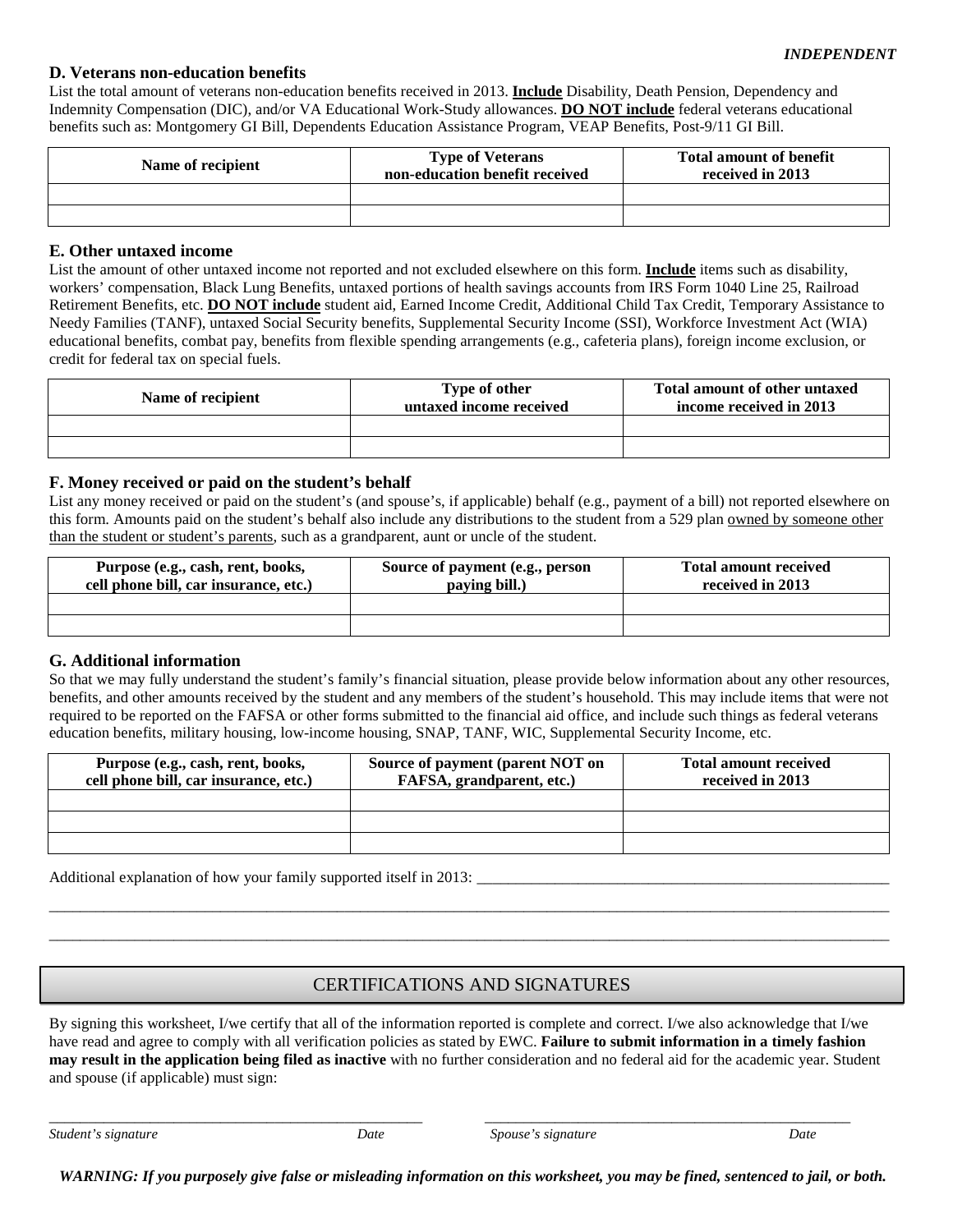*INDEPENDENT*

### D. Veterans non-education benefits

List the total amount of veterans non-education benefits received in 2013. **Include** Disability, Death Pension, Dependency and Indemnity Compensation (DIC), and/or VA Educational Work-Study allowances. **DO NOT include** federal veterans educational benefits such as: Montgomery GI Bill, Dependents Education Assistance Program, VEAP Benefits, Post-9/11 GI Bill.

| Name of recipient | Type of Veterans non-education benefit received | Total amount of benefit received in 2013 |
|---|---|---|
| | | |
| | | |

### E. Other untaxed income

List the amount of other untaxed income not reported and not excluded elsewhere on this form. **Include** items such as disability, workers' compensation, Black Lung Benefits, untaxed portions of health savings accounts from IRS Form 1040 Line 25, Railroad Retirement Benefits, etc. **DO NOT include** student aid, Earned Income Credit, Additional Child Tax Credit, Temporary Assistance to Needy Families (TANF), untaxed Social Security benefits, Supplemental Security Income (SSI), Workforce Investment Act (WIA) educational benefits, combat pay, benefits from flexible spending arrangements (e.g., cafeteria plans), foreign income exclusion, or credit for federal tax on special fuels.

| Name of recipient | Type of other untaxed income received | Total amount of other untaxed income received in 2013 |
|---|---|---|
| | | |
| | | |

### F. Money received or paid on the student's behalf

List any money received or paid on the student's (and spouse's, if applicable) behalf (e.g., payment of a bill) not reported elsewhere on this form. Amounts paid on the student's behalf also include any distributions to the student from a 529 plan owned by someone other than the student or student's parents, such as a grandparent, aunt or uncle of the student.

| Purpose (e.g., cash, rent, books, cell phone bill, car insurance, etc.) | Source of payment (e.g., person paying bill.) | Total amount received received in 2013 |
|---|---|---|
| | | |
| | | |

### G. Additional information

So that we may fully understand the student's family's financial situation, please provide below information about any other resources, benefits, and other amounts received by the student and any members of the student's household. This may include items that were not required to be reported on the FAFSA or other forms submitted to the financial aid office, and include such things as federal veterans education benefits, military housing, low-income housing, SNAP, TANF, WIC, Supplemental Security Income, etc.

| Purpose (e.g., cash, rent, books, cell phone bill, car insurance, etc.) | Source of payment (parent NOT on FAFSA, grandparent, etc.) | Total amount received received in 2013 |
|---|---|---|
| | | |
| | | |
| | | |

Additional explanation of how your family supported itself in 2013: ______________________________________________________

________________________________________________________________________________________________________

________________________________________________________________________________________________________

## CERTIFICATIONS AND SIGNATURES

By signing this worksheet, I/we certify that all of the information reported is complete and correct. I/we also acknowledge that I/we have read and agree to comply with all verification policies as stated by EWC. **Failure to submit information in a timely fashion may result in the application being filed as inactive** with no further consideration and no federal aid for the academic year. Student and spouse (if applicable) must sign:

___________________________________________________ ___________________________________________________

*Student's signature* *Date* *Spouse's signature* *Date*

***WARNING: If you purposely give false or misleading information on this worksheet, you may be fined, sentenced to jail, or both.***